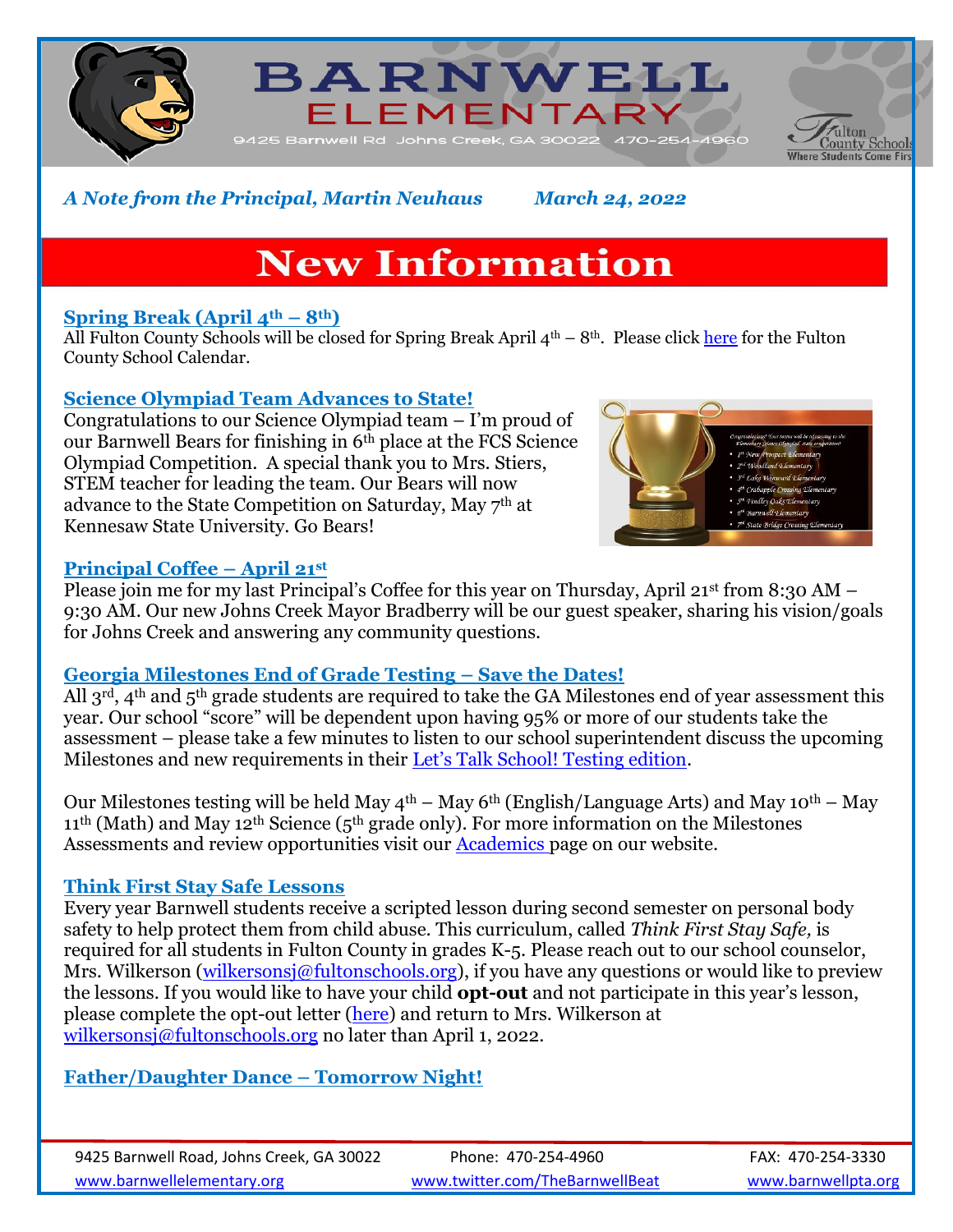# BARNWELL ELEMENTARY

9425 Barnwell Rd Johns Creek, GA 30022 470-254-4960

Fulton County Schools — Where Students Come First

*A Note from the Principal, Martin Neuhaus* *March 24, 2022*

# New Information

### Spring Break (April 4th – 8th)

All Fulton County Schools will be closed for Spring Break April 4th – 8th. Please click here for the Fulton County School Calendar.

### Science Olympiad Team Advances to State!

Congratulations to our Science Olympiad team – I'm proud of our Barnwell Bears for finishing in 6th place at the FCS Science Olympiad Competition. A special thank you to Mrs. Stiers, STEM teacher for leading the team. Our Bears will now advance to the State Competition on Saturday, May 7th at Kennesaw State University. Go Bears!

*Congratulations! Your teams will be advancing to the Elementary Science Olympiad state competition!*

- *1st New Prospect Elementary*
- *2nd Woodland Elementary*
- *3rd Lake Windward Elementary*
- *4th Crabapple Crossing Elementary*
- *5th Findley Oaks Elementary*
- *6th Barnwell Elementary*
- *7th State Bridge Crossing Elementary*

### Principal Coffee – April 21st

Please join me for my last Principal's Coffee for this year on Thursday, April 21st from 8:30 AM – 9:30 AM. Our new Johns Creek Mayor Bradberry will be our guest speaker, sharing his vision/goals for Johns Creek and answering any community questions.

### Georgia Milestones End of Grade Testing – Save the Dates!

All 3rd, 4th and 5th grade students are required to take the GA Milestones end of year assessment this year. Our school "score" will be dependent upon having 95% or more of our students take the assessment – please take a few minutes to listen to our school superintendent discuss the upcoming Milestones and new requirements in their Let's Talk School! Testing edition.

Our Milestones testing will be held May 4th – May 6th (English/Language Arts) and May 10th – May 11th (Math) and May 12th Science (5th grade only). For more information on the Milestones Assessments and review opportunities visit our Academics page on our website.

### Think First Stay Safe Lessons

Every year Barnwell students receive a scripted lesson during second semester on personal body safety to help protect them from child abuse. This curriculum, called *Think First Stay Safe,* is required for all students in Fulton County in grades K-5. Please reach out to our school counselor, Mrs. Wilkerson (wilkersonsj@fultonschools.org), if you have any questions or would like to preview the lessons. If you would like to have your child **opt-out** and not participate in this year's lesson, please complete the opt-out letter (here) and return to Mrs. Wilkerson at wilkersonsj@fultonschools.org no later than April 1, 2022.

### Father/Daughter Dance – Tomorrow Night!

9425 Barnwell Road, Johns Creek, GA 30022 | Phone: 470-254-4960 | FAX: 470-254-3330

www.barnwellelementary.org | www.twitter.com/TheBarnwellBeat | www.barnwellpta.org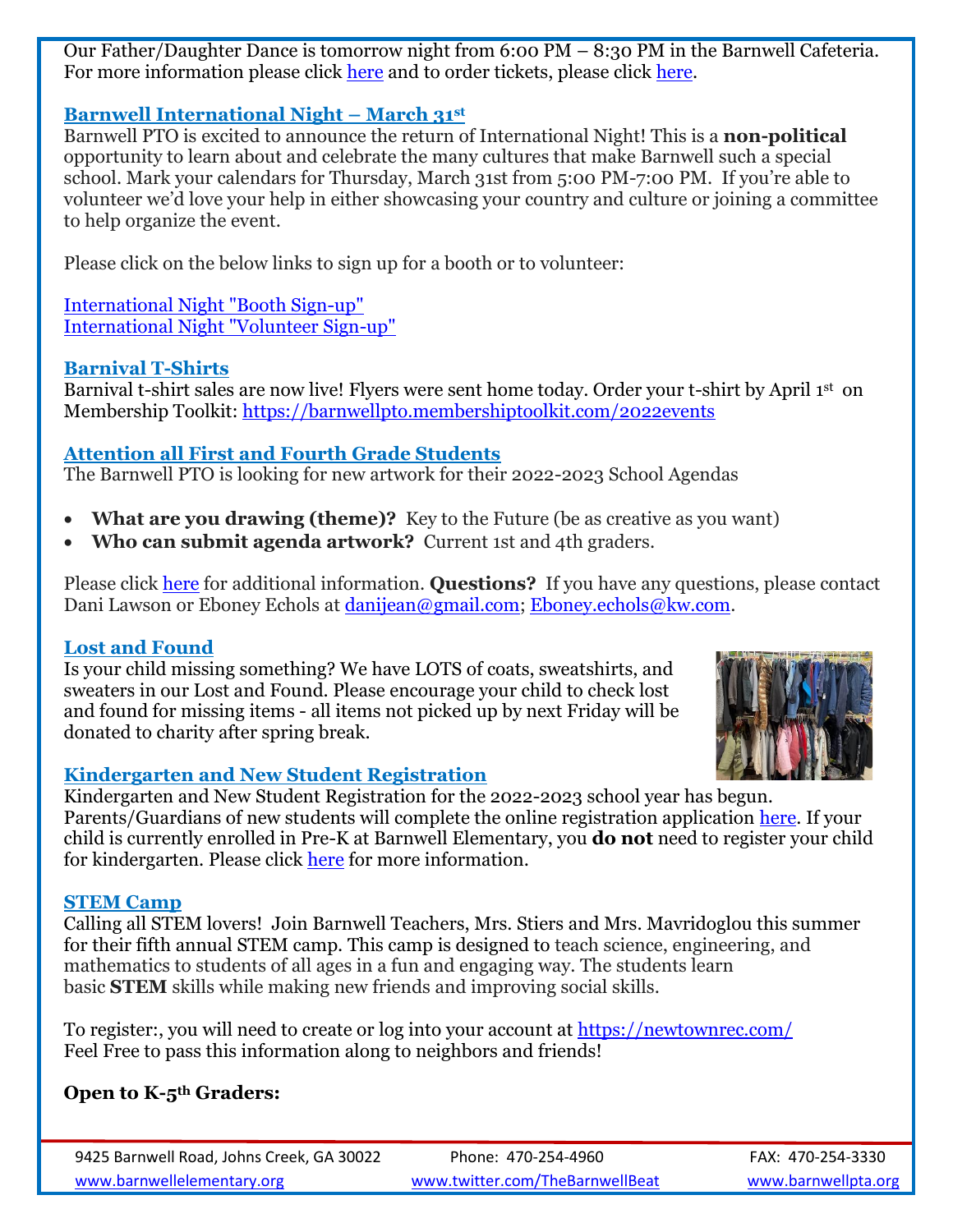Our Father/Daughter Dance is tomorrow night from 6:00 PM – 8:30 PM in the Barnwell Cafeteria. For more information please click here and to order tickets, please click here.

### Barnwell International Night – March 31st

Barnwell PTO is excited to announce the return of International Night! This is a **non-political** opportunity to learn about and celebrate the many cultures that make Barnwell such a special school. Mark your calendars for Thursday, March 31st from 5:00 PM-7:00 PM. If you're able to volunteer we'd love your help in either showcasing your country and culture or joining a committee to help organize the event.

Please click on the below links to sign up for a booth or to volunteer:

International Night "Booth Sign-up"
International Night "Volunteer Sign-up"

### Barnival T-Shirts

Barnival t-shirt sales are now live! Flyers were sent home today. Order your t-shirt by April 1st on Membership Toolkit: https://barnwellpto.membershiptoolkit.com/2022events

### Attention all First and Fourth Grade Students

The Barnwell PTO is looking for new artwork for their 2022-2023 School Agendas

- **What are you drawing (theme)?** Key to the Future (be as creative as you want)
- **Who can submit agenda artwork?** Current 1st and 4th graders.

Please click here for additional information. **Questions?** If you have any questions, please contact Dani Lawson or Eboney Echols at danijean@gmail.com; Eboney.echols@kw.com.

### Lost and Found

Is your child missing something? We have LOTS of coats, sweatshirts, and sweaters in our Lost and Found. Please encourage your child to check lost and found for missing items - all items not picked up by next Friday will be donated to charity after spring break.

### Kindergarten and New Student Registration

Kindergarten and New Student Registration for the 2022-2023 school year has begun. Parents/Guardians of new students will complete the online registration application here. If your child is currently enrolled in Pre-K at Barnwell Elementary, you **do not** need to register your child for kindergarten. Please click here for more information.

### STEM Camp

Calling all STEM lovers! Join Barnwell Teachers, Mrs. Stiers and Mrs. Mavridoglou this summer for their fifth annual STEM camp. This camp is designed to teach science, engineering, and mathematics to students of all ages in a fun and engaging way. The students learn basic **STEM** skills while making new friends and improving social skills.

To register:, you will need to create or log into your account at https://newtownrec.com/
Feel Free to pass this information along to neighbors and friends!

**Open to K-5th Graders:**

9425 Barnwell Road, Johns Creek, GA 30022 | Phone: 470-254-4960 | FAX: 470-254-3330
www.barnwellelementary.org | www.twitter.com/TheBarnwellBeat | www.barnwellpta.org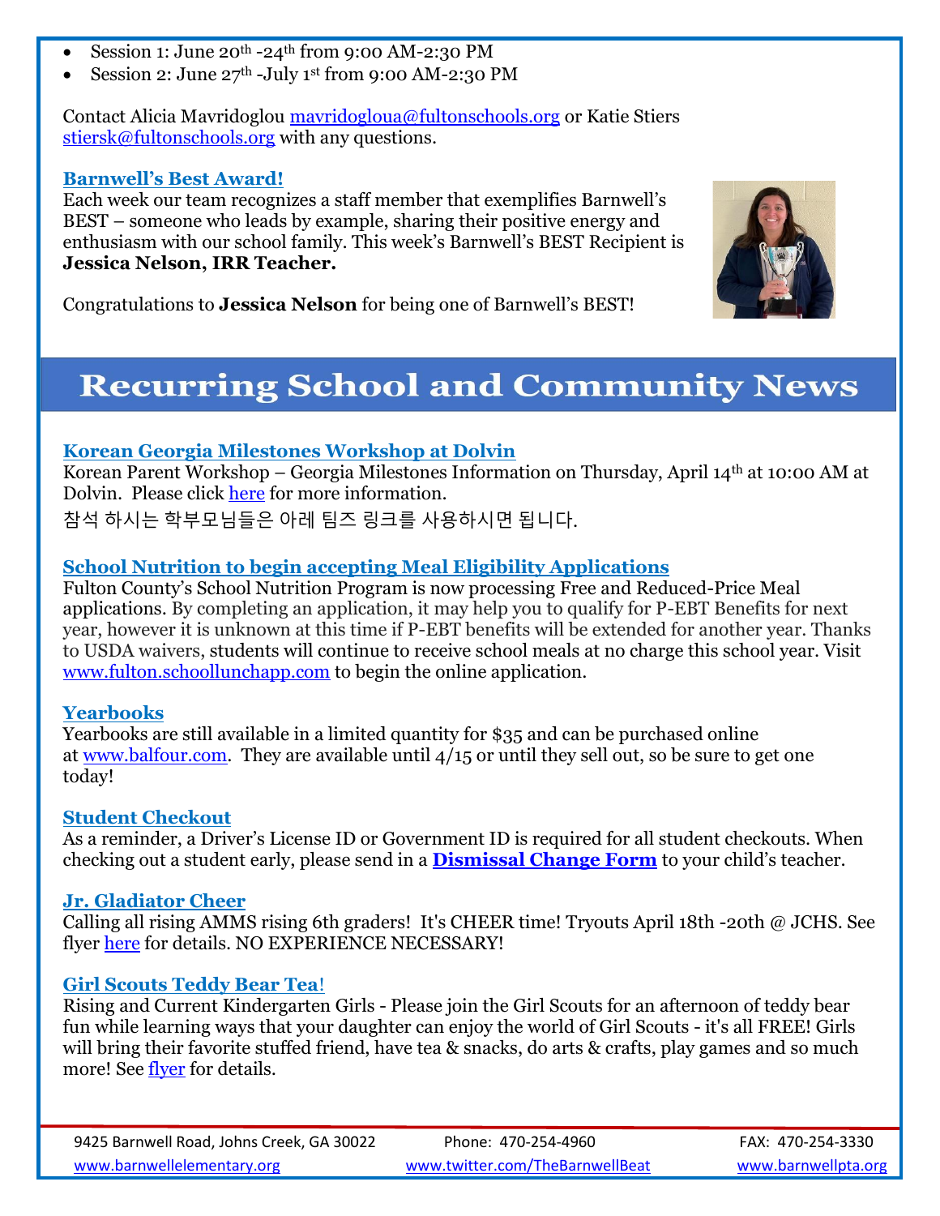- Session 1: June 20th -24th from 9:00 AM-2:30 PM
- Session 2: June 27th -July 1st from 9:00 AM-2:30 PM

Contact Alicia Mavridoglou mavridogloua@fultonschools.org or Katie Stiers stiersk@fultonschools.org with any questions.

### Barnwell's Best Award!

Each week our team recognizes a staff member that exemplifies Barnwell's BEST – someone who leads by example, sharing their positive energy and enthusiasm with our school family. This week's Barnwell's BEST Recipient is **Jessica Nelson, IRR Teacher.**

Congratulations to **Jessica Nelson** for being one of Barnwell's BEST!

## Recurring School and Community News

### Korean Georgia Milestones Workshop at Dolvin

Korean Parent Workshop – Georgia Milestones Information on Thursday, April 14th at 10:00 AM at Dolvin. Please click here for more information.

참석 하시는 학부모님들은 아레 팀즈 링크를 사용하시면 됩니다.

### School Nutrition to begin accepting Meal Eligibility Applications

Fulton County's School Nutrition Program is now processing Free and Reduced-Price Meal applications. By completing an application, it may help you to qualify for P-EBT Benefits for next year, however it is unknown at this time if P-EBT benefits will be extended for another year. Thanks to USDA waivers, students will continue to receive school meals at no charge this school year. Visit www.fulton.schoollunchapp.com to begin the online application.

### Yearbooks

Yearbooks are still available in a limited quantity for $35 and can be purchased online at www.balfour.com. They are available until 4/15 or until they sell out, so be sure to get one today!

### Student Checkout

As a reminder, a Driver's License ID or Government ID is required for all student checkouts. When checking out a student early, please send in a **Dismissal Change Form** to your child's teacher.

### Jr. Gladiator Cheer

Calling all rising AMMS rising 6th graders! It's CHEER time! Tryouts April 18th -20th @ JCHS. See flyer here for details. NO EXPERIENCE NECESSARY!

### Girl Scouts Teddy Bear Tea!

Rising and Current Kindergarten Girls - Please join the Girl Scouts for an afternoon of teddy bear fun while learning ways that your daughter can enjoy the world of Girl Scouts - it's all FREE! Girls will bring their favorite stuffed friend, have tea & snacks, do arts & crafts, play games and so much more! See flyer for details.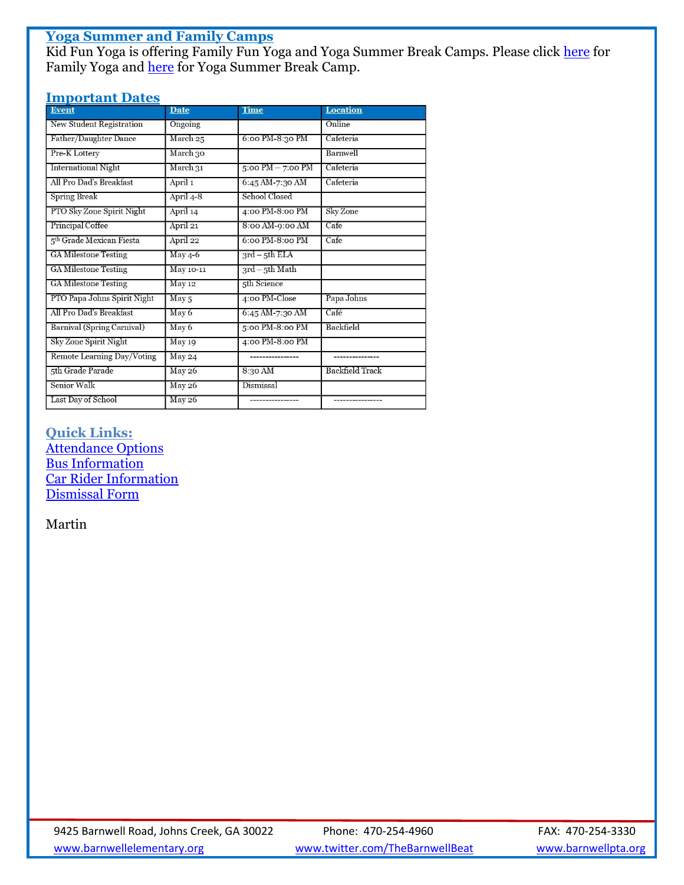## Yoga Summer and Family Camps

Kid Fun Yoga is offering Family Fun Yoga and Yoga Summer Break Camps. Please click here for Family Yoga and here for Yoga Summer Break Camp.

## Important Dates

| Event | Date | Time | Location |
|---|---|---|---|
| New Student Registration | Ongoing | | Online |
| Father/Daughter Dance | March 25 | 6:00 PM-8:30 PM | Cafeteria |
| Pre-K Lottery | March 30 | | Barnwell |
| International Night | March 31 | 5:00 PM – 7:00 PM | Cafeteria |
| All Pro Dad's Breakfast | April 1 | 6:45 AM-7:30 AM | Cafeteria |
| Spring Break | April 4-8 | School Closed | |
| PTO Sky Zone Spirit Night | April 14 | 4:00 PM-8:00 PM | Sky Zone |
| Principal Coffee | April 21 | 8:00 AM-9:00 AM | Cafe |
| 5th Grade Mexican Fiesta | April 22 | 6:00 PM-8:00 PM | Cafe |
| GA Milestone Testing | May 4-6 | 3rd – 5th ELA | |
| GA Milestone Testing | May 10-11 | 3rd – 5th Math | |
| GA Milestone Testing | May 12 | 5th Science | |
| PTO Papa Johns Spirit Night | May 5 | 4:00 PM-Close | Papa Johns |
| All Pro Dad's Breakfast | May 6 | 6:45 AM-7:30 AM | Café |
| Barnival (Spring Carnival) | May 6 | 5:00 PM-8:00 PM | Backfield |
| Sky Zone Spirit Night | May 19 | 4:00 PM-8:00 PM | |
| Remote Learning Day/Voting | May 24 | ---------------- | --------------- |
| 5th Grade Parade | May 26 | 8:30 AM | Backfield Track |
| Senior Walk | May 26 | Dismissal | |
| Last Day of School | May 26 | ---------------- | ---------------- |

### Quick Links:

Attendance Options
Bus Information
Car Rider Information
Dismissal Form

Martin

9425 Barnwell Road, Johns Creek, GA 30022 Phone: 470-254-4960 FAX: 470-254-3330
www.barnwellelementary.org www.twitter.com/TheBarnwellBeat www.barnwellpta.org